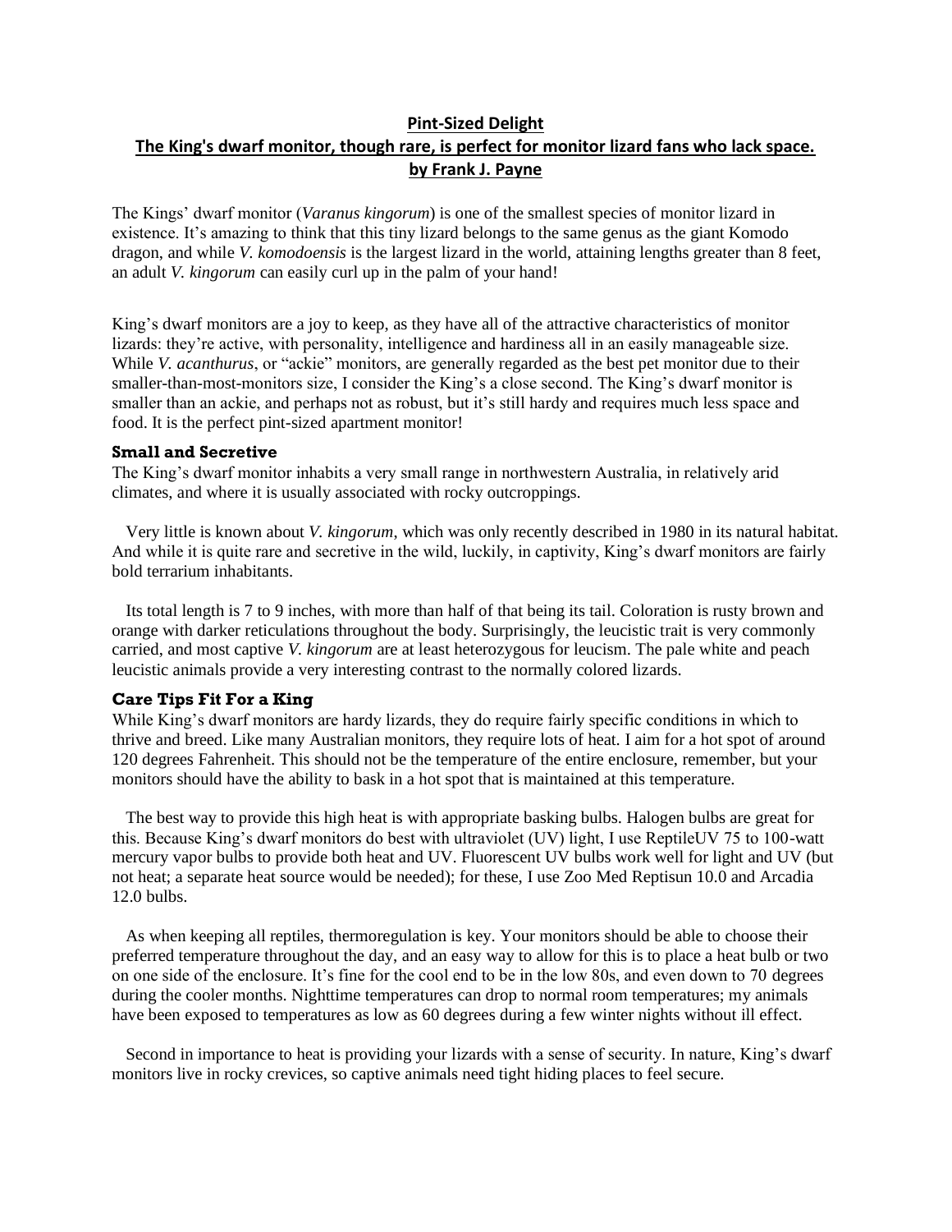# Pint-Sized Delight

## The King's dwarf monitor, though rare, is perfect for monitor lizard fans who lack space.

**by Frank J. Payne**

The Kings' dwarf monitor (*Varanus kingorum*) is one of the smallest species of monitor lizard in existence. It's amazing to think that this tiny lizard belongs to the same genus as the giant Komodo dragon, and while *V. komodoensis* is the largest lizard in the world, attaining lengths greater than 8 feet, an adult *V. kingorum* can easily curl up in the palm of your hand!

King's dwarf monitors are a joy to keep, as they have all of the attractive characteristics of monitor lizards: they're active, with personality, intelligence and hardiness all in an easily manageable size. While *V. acanthurus*, or "ackie" monitors, are generally regarded as the best pet monitor due to their smaller-than-most-monitors size, I consider the King's a close second. The King's dwarf monitor is smaller than an ackie, and perhaps not as robust, but it's still hardy and requires much less space and food. It is the perfect pint-sized apartment monitor!

### Small and Secretive

The King's dwarf monitor inhabits a very small range in northwestern Australia, in relatively arid climates, and where it is usually associated with rocky outcroppings.

Very little is known about *V. kingorum*, which was only recently described in 1980 in its natural habitat. And while it is quite rare and secretive in the wild, luckily, in captivity, King's dwarf monitors are fairly bold terrarium inhabitants.

Its total length is 7 to 9 inches, with more than half of that being its tail. Coloration is rusty brown and orange with darker reticulations throughout the body. Surprisingly, the leucistic trait is very commonly carried, and most captive *V. kingorum* are at least heterozygous for leucism. The pale white and peach leucistic animals provide a very interesting contrast to the normally colored lizards.

### Care Tips Fit For a King

While King's dwarf monitors are hardy lizards, they do require fairly specific conditions in which to thrive and breed. Like many Australian monitors, they require lots of heat. I aim for a hot spot of around 120 degrees Fahrenheit. This should not be the temperature of the entire enclosure, remember, but your monitors should have the ability to bask in a hot spot that is maintained at this temperature.

The best way to provide this high heat is with appropriate basking bulbs. Halogen bulbs are great for this. Because King's dwarf monitors do best with ultraviolet (UV) light, I use ReptileUV 75 to 100-watt mercury vapor bulbs to provide both heat and UV. Fluorescent UV bulbs work well for light and UV (but not heat; a separate heat source would be needed); for these, I use Zoo Med Reptisun 10.0 and Arcadia 12.0 bulbs.

As when keeping all reptiles, thermoregulation is key. Your monitors should be able to choose their preferred temperature throughout the day, and an easy way to allow for this is to place a heat bulb or two on one side of the enclosure. It's fine for the cool end to be in the low 80s, and even down to 70 degrees during the cooler months. Nighttime temperatures can drop to normal room temperatures; my animals have been exposed to temperatures as low as 60 degrees during a few winter nights without ill effect.

Second in importance to heat is providing your lizards with a sense of security. In nature, King's dwarf monitors live in rocky crevices, so captive animals need tight hiding places to feel secure.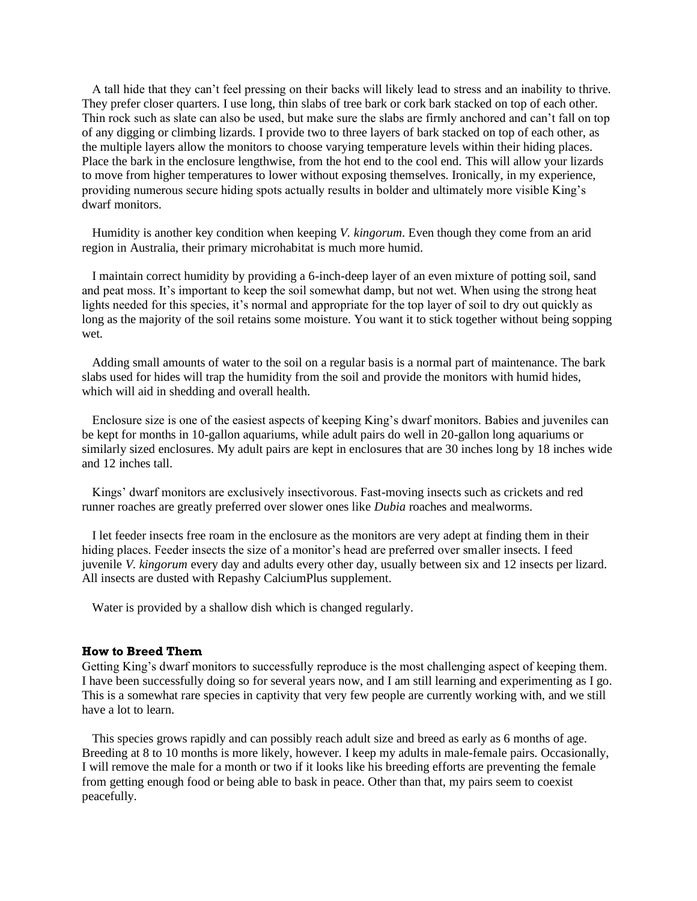A tall hide that they can't feel pressing on their backs will likely lead to stress and an inability to thrive. They prefer closer quarters. I use long, thin slabs of tree bark or cork bark stacked on top of each other. Thin rock such as slate can also be used, but make sure the slabs are firmly anchored and can't fall on top of any digging or climbing lizards. I provide two to three layers of bark stacked on top of each other, as the multiple layers allow the monitors to choose varying temperature levels within their hiding places. Place the bark in the enclosure lengthwise, from the hot end to the cool end. This will allow your lizards to move from higher temperatures to lower without exposing themselves. Ironically, in my experience, providing numerous secure hiding spots actually results in bolder and ultimately more visible King's dwarf monitors.

Humidity is another key condition when keeping *V. kingorum*. Even though they come from an arid region in Australia, their primary microhabitat is much more humid.

I maintain correct humidity by providing a 6-inch-deep layer of an even mixture of potting soil, sand and peat moss. It's important to keep the soil somewhat damp, but not wet. When using the strong heat lights needed for this species, it's normal and appropriate for the top layer of soil to dry out quickly as long as the majority of the soil retains some moisture. You want it to stick together without being sopping wet.

Adding small amounts of water to the soil on a regular basis is a normal part of maintenance. The bark slabs used for hides will trap the humidity from the soil and provide the monitors with humid hides, which will aid in shedding and overall health.

Enclosure size is one of the easiest aspects of keeping King's dwarf monitors. Babies and juveniles can be kept for months in 10-gallon aquariums, while adult pairs do well in 20-gallon long aquariums or similarly sized enclosures. My adult pairs are kept in enclosures that are 30 inches long by 18 inches wide and 12 inches tall.

Kings' dwarf monitors are exclusively insectivorous. Fast-moving insects such as crickets and red runner roaches are greatly preferred over slower ones like *Dubia* roaches and mealworms.

I let feeder insects free roam in the enclosure as the monitors are very adept at finding them in their hiding places. Feeder insects the size of a monitor's head are preferred over smaller insects. I feed juvenile *V. kingorum* every day and adults every other day, usually between six and 12 insects per lizard. All insects are dusted with Repashy CalciumPlus supplement.

Water is provided by a shallow dish which is changed regularly.

### How to Breed Them

Getting King's dwarf monitors to successfully reproduce is the most challenging aspect of keeping them. I have been successfully doing so for several years now, and I am still learning and experimenting as I go. This is a somewhat rare species in captivity that very few people are currently working with, and we still have a lot to learn.

This species grows rapidly and can possibly reach adult size and breed as early as 6 months of age. Breeding at 8 to 10 months is more likely, however. I keep my adults in male-female pairs. Occasionally, I will remove the male for a month or two if it looks like his breeding efforts are preventing the female from getting enough food or being able to bask in peace. Other than that, my pairs seem to coexist peacefully.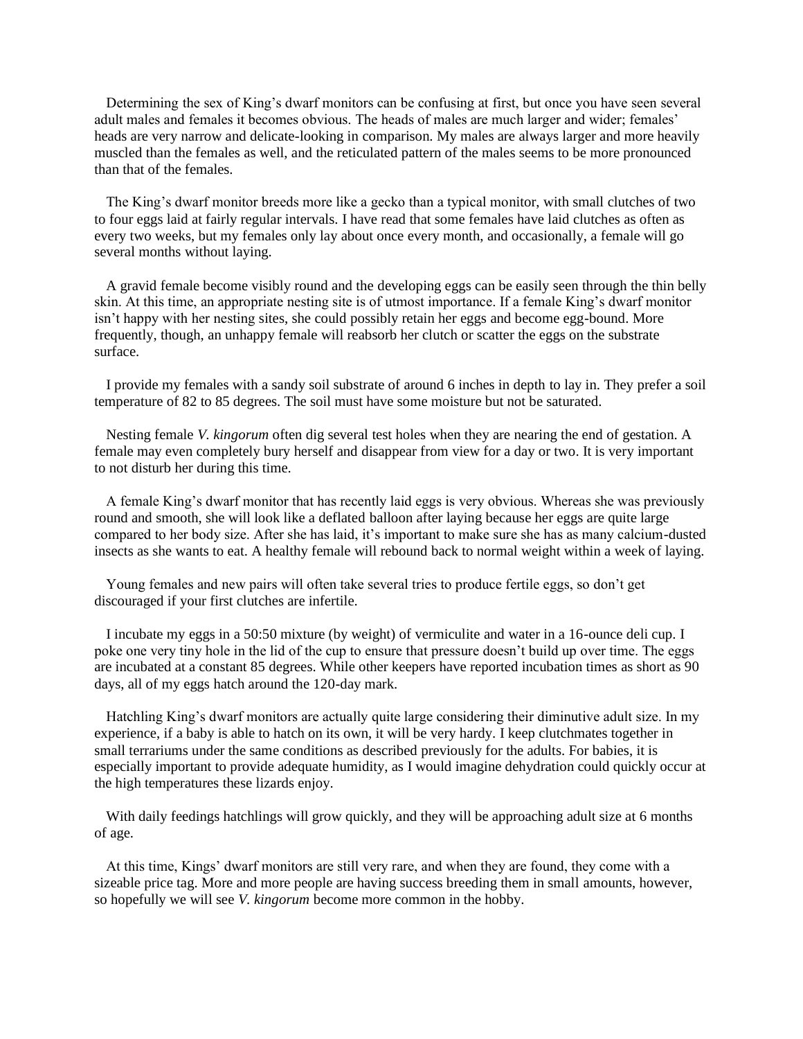Determining the sex of King's dwarf monitors can be confusing at first, but once you have seen several adult males and females it becomes obvious. The heads of males are much larger and wider; females' heads are very narrow and delicate-looking in comparison. My males are always larger and more heavily muscled than the females as well, and the reticulated pattern of the males seems to be more pronounced than that of the females.

The King's dwarf monitor breeds more like a gecko than a typical monitor, with small clutches of two to four eggs laid at fairly regular intervals. I have read that some females have laid clutches as often as every two weeks, but my females only lay about once every month, and occasionally, a female will go several months without laying.

A gravid female become visibly round and the developing eggs can be easily seen through the thin belly skin. At this time, an appropriate nesting site is of utmost importance. If a female King's dwarf monitor isn't happy with her nesting sites, she could possibly retain her eggs and become egg-bound. More frequently, though, an unhappy female will reabsorb her clutch or scatter the eggs on the substrate surface.

I provide my females with a sandy soil substrate of around 6 inches in depth to lay in. They prefer a soil temperature of 82 to 85 degrees. The soil must have some moisture but not be saturated.

Nesting female *V. kingorum* often dig several test holes when they are nearing the end of gestation. A female may even completely bury herself and disappear from view for a day or two. It is very important to not disturb her during this time.

A female King's dwarf monitor that has recently laid eggs is very obvious. Whereas she was previously round and smooth, she will look like a deflated balloon after laying because her eggs are quite large compared to her body size. After she has laid, it's important to make sure she has as many calcium-dusted insects as she wants to eat. A healthy female will rebound back to normal weight within a week of laying.

Young females and new pairs will often take several tries to produce fertile eggs, so don't get discouraged if your first clutches are infertile.

I incubate my eggs in a 50:50 mixture (by weight) of vermiculite and water in a 16-ounce deli cup. I poke one very tiny hole in the lid of the cup to ensure that pressure doesn't build up over time. The eggs are incubated at a constant 85 degrees. While other keepers have reported incubation times as short as 90 days, all of my eggs hatch around the 120-day mark.

Hatchling King's dwarf monitors are actually quite large considering their diminutive adult size. In my experience, if a baby is able to hatch on its own, it will be very hardy. I keep clutchmates together in small terrariums under the same conditions as described previously for the adults. For babies, it is especially important to provide adequate humidity, as I would imagine dehydration could quickly occur at the high temperatures these lizards enjoy.

With daily feedings hatchlings will grow quickly, and they will be approaching adult size at 6 months of age.

At this time, Kings' dwarf monitors are still very rare, and when they are found, they come with a sizeable price tag. More and more people are having success breeding them in small amounts, however, so hopefully we will see *V. kingorum* become more common in the hobby.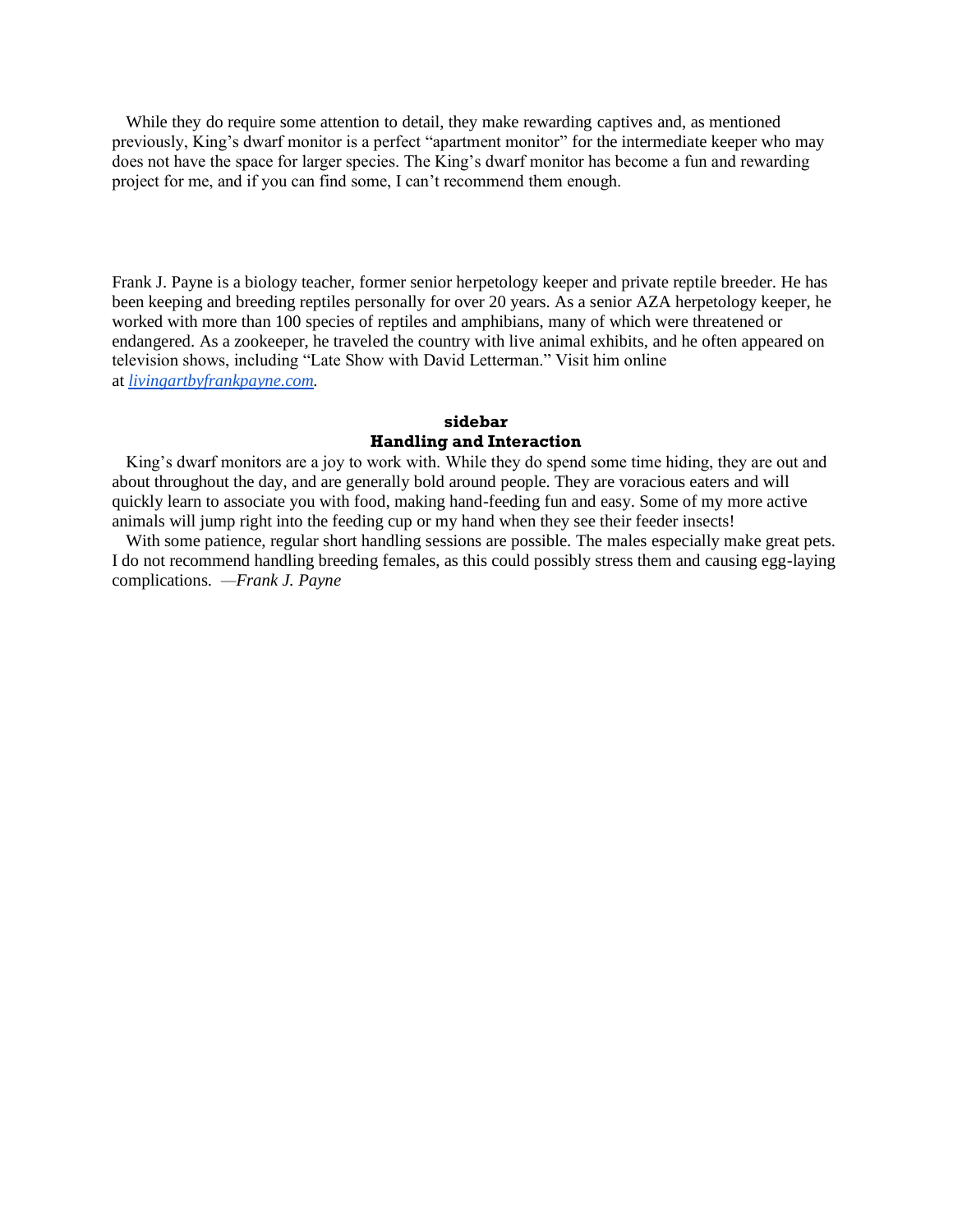While they do require some attention to detail, they make rewarding captives and, as mentioned previously, King's dwarf monitor is a perfect "apartment monitor" for the intermediate keeper who may does not have the space for larger species. The King's dwarf monitor has become a fun and rewarding project for me, and if you can find some, I can't recommend them enough.

Frank J. Payne is a biology teacher, former senior herpetology keeper and private reptile breeder. He has been keeping and breeding reptiles personally for over 20 years. As a senior AZA herpetology keeper, he worked with more than 100 species of reptiles and amphibians, many of which were threatened or endangered. As a zookeeper, he traveled the country with live animal exhibits, and he often appeared on television shows, including "Late Show with David Letterman." Visit him online at *livingartbyfrankpayne.com.*

**sidebar**

**Handling and Interaction**

King's dwarf monitors are a joy to work with. While they do spend some time hiding, they are out and about throughout the day, and are generally bold around people. They are voracious eaters and will quickly learn to associate you with food, making hand-feeding fun and easy. Some of my more active animals will jump right into the feeding cup or my hand when they see their feeder insects!

With some patience, regular short handling sessions are possible. The males especially make great pets. I do not recommend handling breeding females, as this could possibly stress them and causing egg-laying complications. —*Frank J. Payne*